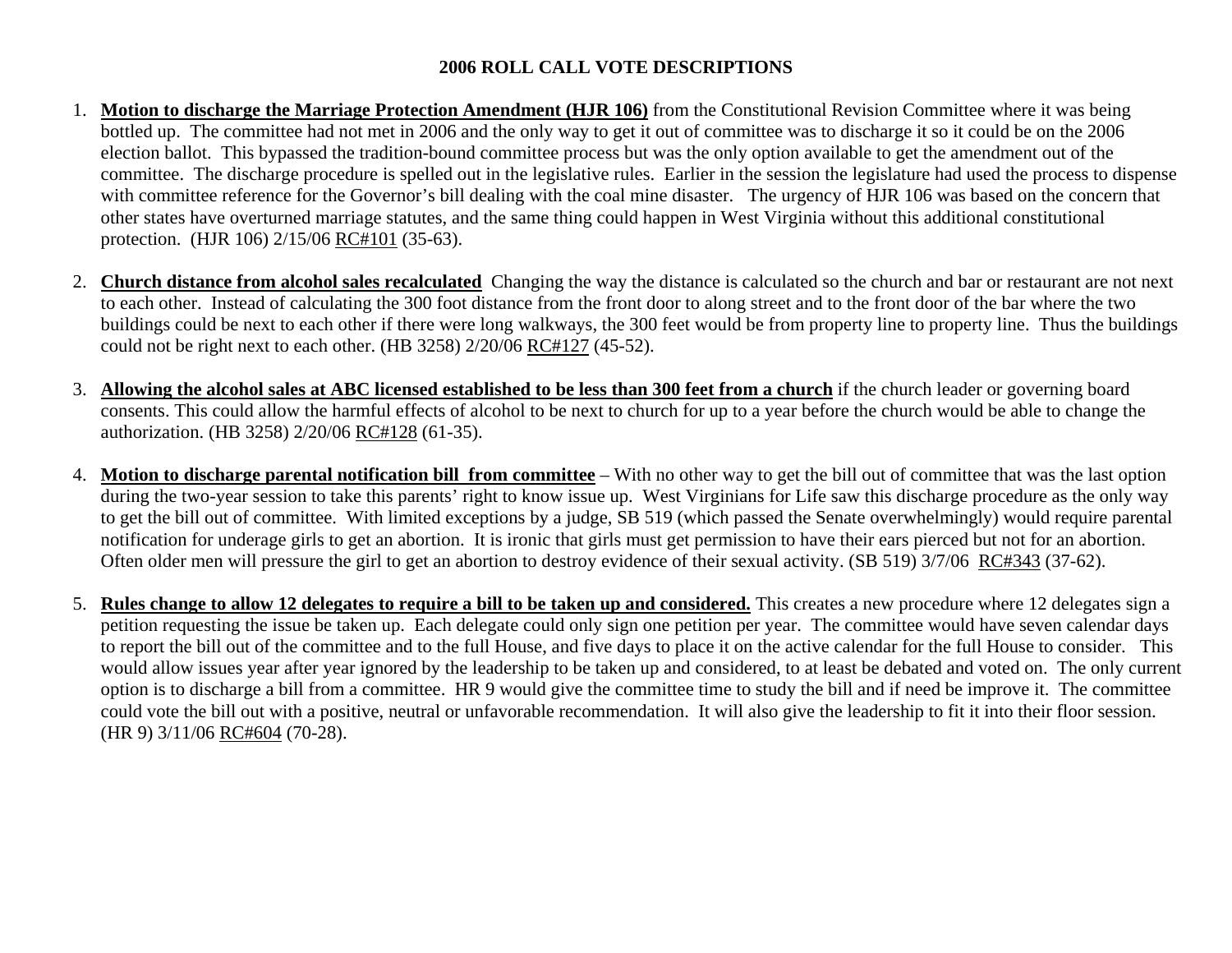# 2006 ROLL CALL VOTE DESCRIPTIONS

1. **Motion to discharge the Marriage Protection Amendment (HJR 106)** from the Constitutional Revision Committee where it was being bottled up. The committee had not met in 2006 and the only way to get it out of committee was to discharge it so it could be on the 2006 election ballot. This bypassed the tradition-bound committee process but was the only option available to get the amendment out of the committee. The discharge procedure is spelled out in the legislative rules. Earlier in the session the legislature had used the process to dispense with committee reference for the Governor's bill dealing with the coal mine disaster. The urgency of HJR 106 was based on the concern that other states have overturned marriage statutes, and the same thing could happen in West Virginia without this additional constitutional protection. (HJR 106) 2/15/06 RC#101 (35-63).

2. **Church distance from alcohol sales recalculated** Changing the way the distance is calculated so the church and bar or restaurant are not next to each other. Instead of calculating the 300 foot distance from the front door to along street and to the front door of the bar where the two buildings could be next to each other if there were long walkways, the 300 feet would be from property line to property line. Thus the buildings could not be right next to each other. (HB 3258) 2/20/06 RC#127 (45-52).

3. **Allowing the alcohol sales at ABC licensed established to be less than 300 feet from a church** if the church leader or governing board consents. This could allow the harmful effects of alcohol to be next to church for up to a year before the church would be able to change the authorization. (HB 3258) 2/20/06 RC#128 (61-35).

4. **Motion to discharge parental notification bill from committee** – With no other way to get the bill out of committee that was the last option during the two-year session to take this parents' right to know issue up. West Virginians for Life saw this discharge procedure as the only way to get the bill out of committee. With limited exceptions by a judge, SB 519 (which passed the Senate overwhelmingly) would require parental notification for underage girls to get an abortion. It is ironic that girls must get permission to have their ears pierced but not for an abortion. Often older men will pressure the girl to get an abortion to destroy evidence of their sexual activity. (SB 519) 3/7/06 RC#343 (37-62).

5. **Rules change to allow 12 delegates to require a bill to be taken up and considered.** This creates a new procedure where 12 delegates sign a petition requesting the issue be taken up. Each delegate could only sign one petition per year. The committee would have seven calendar days to report the bill out of the committee and to the full House, and five days to place it on the active calendar for the full House to consider. This would allow issues year after year ignored by the leadership to be taken up and considered, to at least be debated and voted on. The only current option is to discharge a bill from a committee. HR 9 would give the committee time to study the bill and if need be improve it. The committee could vote the bill out with a positive, neutral or unfavorable recommendation. It will also give the leadership to fit it into their floor session. (HR 9) 3/11/06 RC#604 (70-28).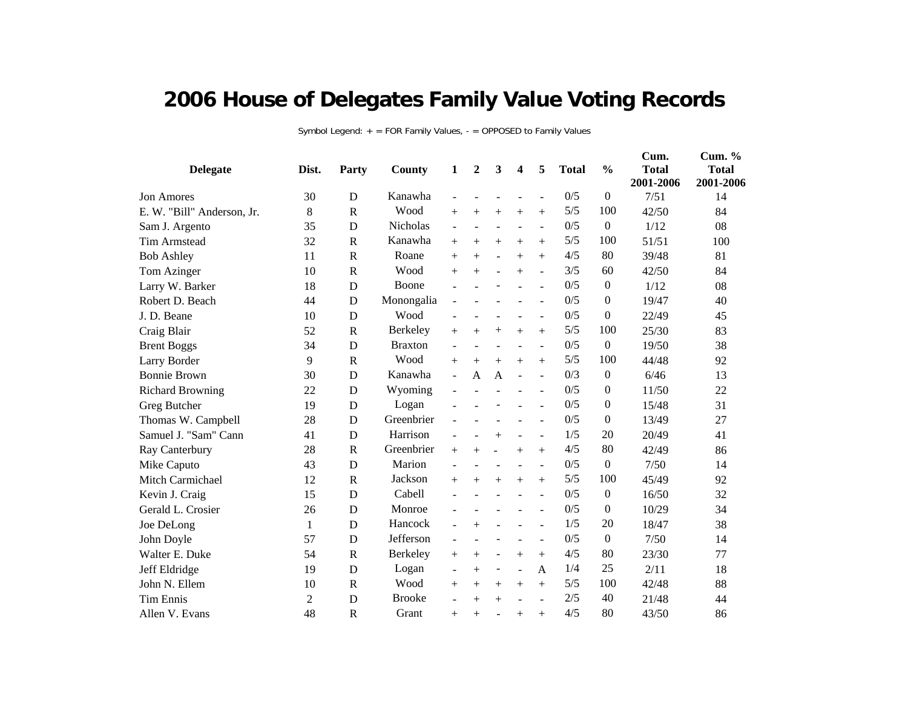# 2006 House of Delegates Family Value Voting Records

Symbol Legend: + = FOR Family Values, - = OPPOSED to Family Values

| Delegate | Dist. | Party | County | 1 | 2 | 3 | 4 | 5 | Total | % | Cum. Total 2001-2006 | Cum. % Total 2001-2006 |
|---|---|---|---|---|---|---|---|---|---|---|---|---|
| Jon Amores | 30 | D | Kanawha | - | - | - | - | - | 0/5 | 0 | 7/51 | 14 |
| E. W. "Bill" Anderson, Jr. | 8 | R | Wood | + | + | + | + | + | 5/5 | 100 | 42/50 | 84 |
| Sam J. Argento | 35 | D | Nicholas | - | - | - | - | - | 0/5 | 0 | 1/12 | 08 |
| Tim Armstead | 32 | R | Kanawha | + | + | + | + | + | 5/5 | 100 | 51/51 | 100 |
| Bob Ashley | 11 | R | Roane | + | + | - | + | + | 4/5 | 80 | 39/48 | 81 |
| Tom Azinger | 10 | R | Wood | + | + | - | + | - | 3/5 | 60 | 42/50 | 84 |
| Larry W. Barker | 18 | D | Boone | - | - | - | - | - | 0/5 | 0 | 1/12 | 08 |
| Robert D. Beach | 44 | D | Monongalia | - | - | - | - | - | 0/5 | 0 | 19/47 | 40 |
| J. D. Beane | 10 | D | Wood | - | - | - | - | - | 0/5 | 0 | 22/49 | 45 |
| Craig Blair | 52 | R | Berkeley | + | + | + | + | + | 5/5 | 100 | 25/30 | 83 |
| Brent Boggs | 34 | D | Braxton | - | - | - | - | - | 0/5 | 0 | 19/50 | 38 |
| Larry Border | 9 | R | Wood | + | + | + | + | + | 5/5 | 100 | 44/48 | 92 |
| Bonnie Brown | 30 | D | Kanawha | - | A | A | - | - | 0/3 | 0 | 6/46 | 13 |
| Richard Browning | 22 | D | Wyoming | - | - | - | - | - | 0/5 | 0 | 11/50 | 22 |
| Greg Butcher | 19 | D | Logan | - | - | - | - | - | 0/5 | 0 | 15/48 | 31 |
| Thomas W. Campbell | 28 | D | Greenbrier | - | - | - | - | - | 0/5 | 0 | 13/49 | 27 |
| Samuel J. "Sam" Cann | 41 | D | Harrison | - | - | + | - | - | 1/5 | 20 | 20/49 | 41 |
| Ray Canterbury | 28 | R | Greenbrier | + | + | - | + | + | 4/5 | 80 | 42/49 | 86 |
| Mike Caputo | 43 | D | Marion | - | - | - | - | - | 0/5 | 0 | 7/50 | 14 |
| Mitch Carmichael | 12 | R | Jackson | + | + | + | + | + | 5/5 | 100 | 45/49 | 92 |
| Kevin J. Craig | 15 | D | Cabell | - | - | - | - | - | 0/5 | 0 | 16/50 | 32 |
| Gerald L. Crosier | 26 | D | Monroe | - | - | - | - | - | 0/5 | 0 | 10/29 | 34 |
| Joe DeLong | 1 | D | Hancock | - | + | - | - | - | 1/5 | 20 | 18/47 | 38 |
| John Doyle | 57 | D | Jefferson | - | - | - | - | - | 0/5 | 0 | 7/50 | 14 |
| Walter E. Duke | 54 | R | Berkeley | + | + | - | + | + | 4/5 | 80 | 23/30 | 77 |
| Jeff Eldridge | 19 | D | Logan | - | + | - | - | A | 1/4 | 25 | 2/11 | 18 |
| John N. Ellem | 10 | R | Wood | + | + | + | + | + | 5/5 | 100 | 42/48 | 88 |
| Tim Ennis | 2 | D | Brooke | - | + | + | - | - | 2/5 | 40 | 21/48 | 44 |
| Allen V. Evans | 48 | R | Grant | + | + | - | + | + | 4/5 | 80 | 43/50 | 86 |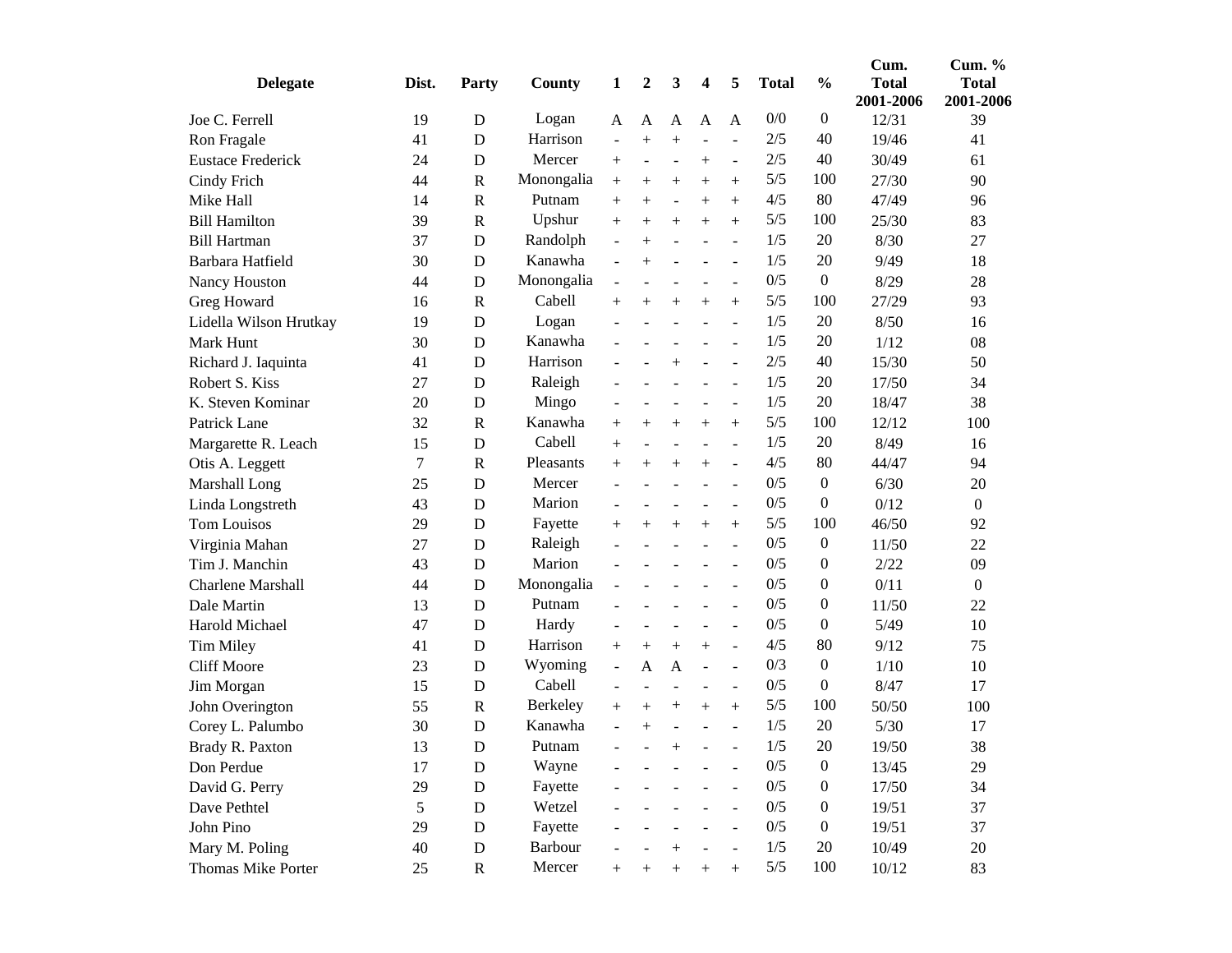| Delegate | Dist. | Party | County | 1 | 2 | 3 | 4 | 5 | Total | % | Cum. Total 2001-2006 | Cum. % Total 2001-2006 |
|---|---|---|---|---|---|---|---|---|---|---|---|---|
| Joe C. Ferrell | 19 | D | Logan | A | A | A | A | A | 0/0 | 0 | 12/31 | 39 |
| Ron Fragale | 41 | D | Harrison | - | + | + | - | - | 2/5 | 40 | 19/46 | 41 |
| Eustace Frederick | 24 | D | Mercer | + | - | - | + | - | 2/5 | 40 | 30/49 | 61 |
| Cindy Frich | 44 | R | Monongalia | + | + | + | + | + | 5/5 | 100 | 27/30 | 90 |
| Mike Hall | 14 | R | Putnam | + | + | - | + | + | 4/5 | 80 | 47/49 | 96 |
| Bill Hamilton | 39 | R | Upshur | + | + | + | + | + | 5/5 | 100 | 25/30 | 83 |
| Bill Hartman | 37 | D | Randolph | - | + | - | - | - | 1/5 | 20 | 8/30 | 27 |
| Barbara Hatfield | 30 | D | Kanawha | - | + | - | - | - | 1/5 | 20 | 9/49 | 18 |
| Nancy Houston | 44 | D | Monongalia | - | - | - | - | - | 0/5 | 0 | 8/29 | 28 |
| Greg Howard | 16 | R | Cabell | + | + | + | + | + | 5/5 | 100 | 27/29 | 93 |
| Lidella Wilson Hrutkay | 19 | D | Logan | - | - | - | - | - | 1/5 | 20 | 8/50 | 16 |
| Mark Hunt | 30 | D | Kanawha | - | - | - | - | - | 1/5 | 20 | 1/12 | 08 |
| Richard J. Iaquinta | 41 | D | Harrison | - | - | + | - | - | 2/5 | 40 | 15/30 | 50 |
| Robert S. Kiss | 27 | D | Raleigh | - | - | - | - | - | 1/5 | 20 | 17/50 | 34 |
| K. Steven Kominar | 20 | D | Mingo | - | - | - | - | - | 1/5 | 20 | 18/47 | 38 |
| Patrick Lane | 32 | R | Kanawha | + | + | + | + | + | 5/5 | 100 | 12/12 | 100 |
| Margarette R. Leach | 15 | D | Cabell | + | - | - | - | - | 1/5 | 20 | 8/49 | 16 |
| Otis A. Leggett | 7 | R | Pleasants | + | + | + | + | - | 4/5 | 80 | 44/47 | 94 |
| Marshall Long | 25 | D | Mercer | - | - | - | - | - | 0/5 | 0 | 6/30 | 20 |
| Linda Longstreth | 43 | D | Marion | - | - | - | - | - | 0/5 | 0 | 0/12 | 0 |
| Tom Louisos | 29 | D | Fayette | + | + | + | + | + | 5/5 | 100 | 46/50 | 92 |
| Virginia Mahan | 27 | D | Raleigh | - | - | - | - | - | 0/5 | 0 | 11/50 | 22 |
| Tim J. Manchin | 43 | D | Marion | - | - | - | - | - | 0/5 | 0 | 2/22 | 09 |
| Charlene Marshall | 44 | D | Monongalia | - | - | - | - | - | 0/5 | 0 | 0/11 | 0 |
| Dale Martin | 13 | D | Putnam | - | - | - | - | - | 0/5 | 0 | 11/50 | 22 |
| Harold Michael | 47 | D | Hardy | - | - | - | - | - | 0/5 | 0 | 5/49 | 10 |
| Tim Miley | 41 | D | Harrison | + | + | + | + | - | 4/5 | 80 | 9/12 | 75 |
| Cliff Moore | 23 | D | Wyoming | - | A | A | - | - | 0/3 | 0 | 1/10 | 10 |
| Jim Morgan | 15 | D | Cabell | - | - | - | - | - | 0/5 | 0 | 8/47 | 17 |
| John Overington | 55 | R | Berkeley | + | + | + | + | + | 5/5 | 100 | 50/50 | 100 |
| Corey L. Palumbo | 30 | D | Kanawha | - | + | - | - | - | 1/5 | 20 | 5/30 | 17 |
| Brady R. Paxton | 13 | D | Putnam | - | - | + | - | - | 1/5 | 20 | 19/50 | 38 |
| Don Perdue | 17 | D | Wayne | - | - | - | - | - | 0/5 | 0 | 13/45 | 29 |
| David G. Perry | 29 | D | Fayette | - | - | - | - | - | 0/5 | 0 | 17/50 | 34 |
| Dave Pethtel | 5 | D | Wetzel | - | - | - | - | - | 0/5 | 0 | 19/51 | 37 |
| John Pino | 29 | D | Fayette | - | - | - | - | - | 0/5 | 0 | 19/51 | 37 |
| Mary M. Poling | 40 | D | Barbour | - | - | + | - | - | 1/5 | 20 | 10/49 | 20 |
| Thomas Mike Porter | 25 | R | Mercer | + | + | + | + | + | 5/5 | 100 | 10/12 | 83 |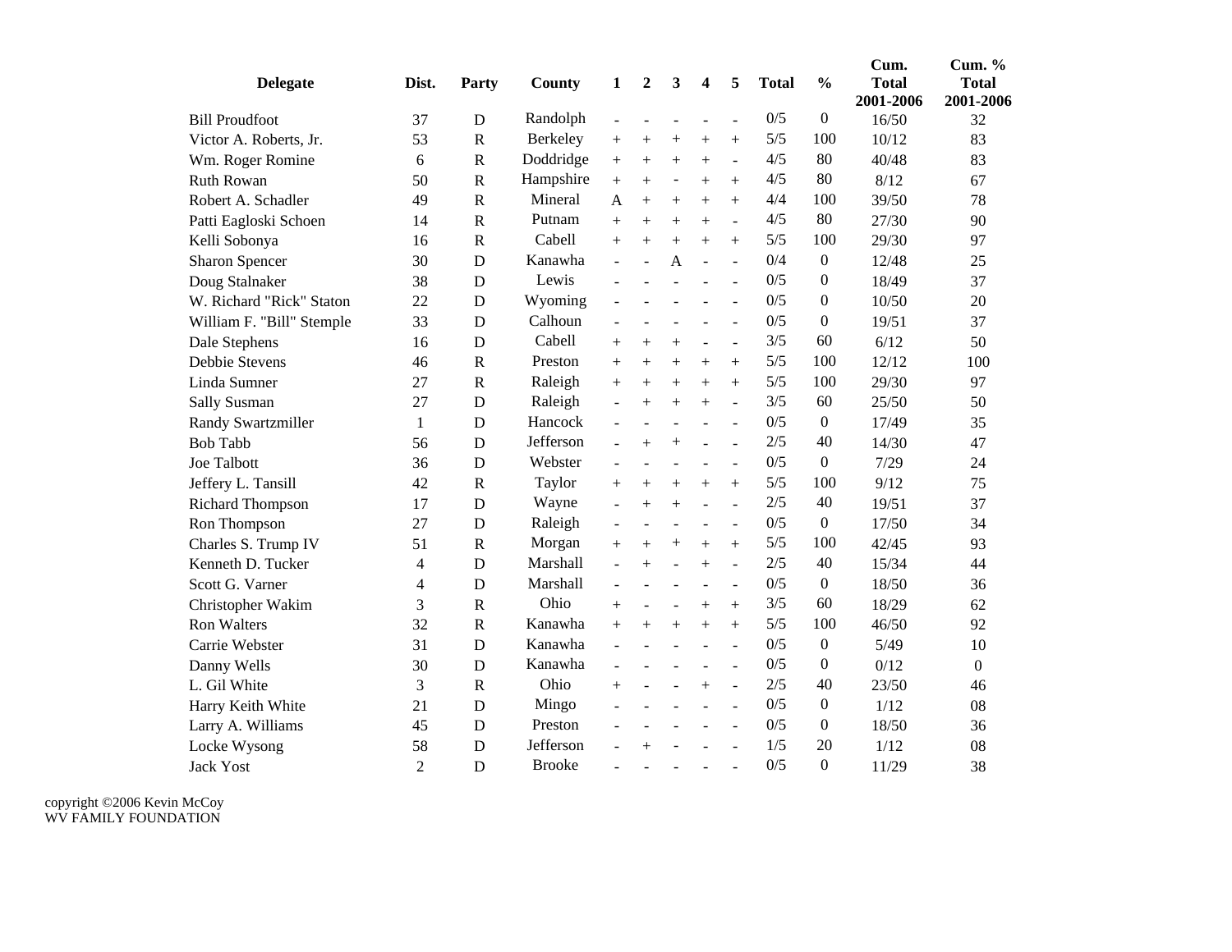| Delegate | Dist. | Party | County | 1 | 2 | 3 | 4 | 5 | Total | % | Cum. Total 2001-2006 | Cum. % Total 2001-2006 |
|---|---|---|---|---|---|---|---|---|---|---|---|---|
| Bill Proudfoot | 37 | D | Randolph | - | - | - | - | - | 0/5 | 0 | 16/50 | 32 |
| Victor A. Roberts, Jr. | 53 | R | Berkeley | + | + | + | + | + | 5/5 | 100 | 10/12 | 83 |
| Wm. Roger Romine | 6 | R | Doddridge | + | + | + | + | - | 4/5 | 80 | 40/48 | 83 |
| Ruth Rowan | 50 | R | Hampshire | + | + | - | + | + | 4/5 | 80 | 8/12 | 67 |
| Robert A. Schadler | 49 | R | Mineral | A | + | + | + | + | 4/4 | 100 | 39/50 | 78 |
| Patti Eagloski Schoen | 14 | R | Putnam | + | + | + | + | - | 4/5 | 80 | 27/30 | 90 |
| Kelli Sobonya | 16 | R | Cabell | + | + | + | + | + | 5/5 | 100 | 29/30 | 97 |
| Sharon Spencer | 30 | D | Kanawha | - | - | A | - | - | 0/4 | 0 | 12/48 | 25 |
| Doug Stalnaker | 38 | D | Lewis | - | - | - | - | - | 0/5 | 0 | 18/49 | 37 |
| W. Richard "Rick" Staton | 22 | D | Wyoming | - | - | - | - | - | 0/5 | 0 | 10/50 | 20 |
| William F. "Bill" Stemple | 33 | D | Calhoun | - | - | - | - | - | 0/5 | 0 | 19/51 | 37 |
| Dale Stephens | 16 | D | Cabell | + | + | + | - | - | 3/5 | 60 | 6/12 | 50 |
| Debbie Stevens | 46 | R | Preston | + | + | + | + | + | 5/5 | 100 | 12/12 | 100 |
| Linda Sumner | 27 | R | Raleigh | + | + | + | + | + | 5/5 | 100 | 29/30 | 97 |
| Sally Susman | 27 | D | Raleigh | - | + | + | + | - | 3/5 | 60 | 25/50 | 50 |
| Randy Swartzmiller | 1 | D | Hancock | - | - | - | - | - | 0/5 | 0 | 17/49 | 35 |
| Bob Tabb | 56 | D | Jefferson | - | + | + | - | - | 2/5 | 40 | 14/30 | 47 |
| Joe Talbott | 36 | D | Webster | - | - | - | - | - | 0/5 | 0 | 7/29 | 24 |
| Jeffery L. Tansill | 42 | R | Taylor | + | + | + | + | + | 5/5 | 100 | 9/12 | 75 |
| Richard Thompson | 17 | D | Wayne | - | + | + | - | - | 2/5 | 40 | 19/51 | 37 |
| Ron Thompson | 27 | D | Raleigh | - | - | - | - | - | 0/5 | 0 | 17/50 | 34 |
| Charles S. Trump IV | 51 | R | Morgan | + | + | + | + | + | 5/5 | 100 | 42/45 | 93 |
| Kenneth D. Tucker | 4 | D | Marshall | - | + | - | + | - | 2/5 | 40 | 15/34 | 44 |
| Scott G. Varner | 4 | D | Marshall | - | - | - | - | - | 0/5 | 0 | 18/50 | 36 |
| Christopher Wakim | 3 | R | Ohio | + | - | - | + | + | 3/5 | 60 | 18/29 | 62 |
| Ron Walters | 32 | R | Kanawha | + | + | + | + | + | 5/5 | 100 | 46/50 | 92 |
| Carrie Webster | 31 | D | Kanawha | - | - | - | - | - | 0/5 | 0 | 5/49 | 10 |
| Danny Wells | 30 | D | Kanawha | - | - | - | - | - | 0/5 | 0 | 0/12 | 0 |
| L. Gil White | 3 | R | Ohio | + | - | - | + | - | 2/5 | 40 | 23/50 | 46 |
| Harry Keith White | 21 | D | Mingo | - | - | - | - | - | 0/5 | 0 | 1/12 | 08 |
| Larry A. Williams | 45 | D | Preston | - | - | - | - | - | 0/5 | 0 | 18/50 | 36 |
| Locke Wysong | 58 | D | Jefferson | - | + | - | - | - | 1/5 | 20 | 1/12 | 08 |
| Jack Yost | 2 | D | Brooke | - | - | - | - | - | 0/5 | 0 | 11/29 | 38 |

copyright ©2006 Kevin McCoy
WV FAMILY FOUNDATION